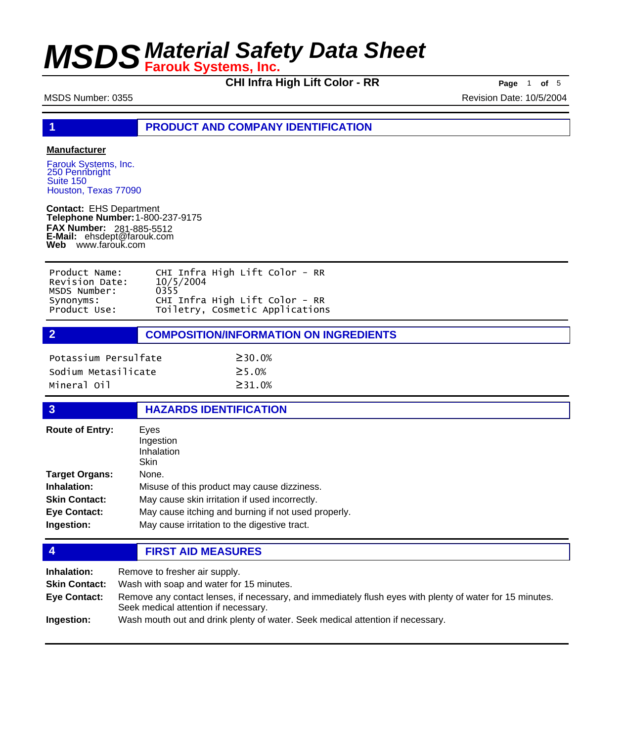# MSDS Material Safety Data Sheet

**Farouk Systems, Inc.**

**CHI Infra High Lift Color - RR**

MSDS Number: 0355

Revision Date: 10/5/2004

## 1 PRODUCT AND COMPANY IDENTIFICATION

**Manufacturer**

Farouk Systems, Inc.
250 Pennbright
Suite 150
Houston, Texas 77090

**Contact:** EHS Department
**Telephone Number:** 1-800-237-9175
**FAX Number:** 281-885-5512
**E-Mail:** ehsdept@farouk.com
**Web** www.farouk.com

| | |
|---|---|
| Product Name: | CHI Infra High Lift Color - RR |
| Revision Date: | 10/5/2004 |
| MSDS Number: | 0355 |
| Synonyms: | CHI Infra High Lift Color - RR |
| Product Use: | Toiletry, Cosmetic Applications |

## 2 COMPOSITION/INFORMATION ON INGREDIENTS

| | |
|---|---|
| Potassium Persulfate | ≥30.0% |
| Sodium Metasilicate | ≥5.0% |
| Mineral Oil | ≥31.0% |

## 3 HAZARDS IDENTIFICATION

**Route of Entry:** Eyes
Ingestion
Inhalation
Skin

**Target Organs:** None.

**Inhalation:** Misuse of this product may cause dizziness.

**Skin Contact:** May cause skin irritation if used incorrectly.

**Eye Contact:** May cause itching and burning if not used properly.

**Ingestion:** May cause irritation to the digestive tract.

## 4 FIRST AID MEASURES

**Inhalation:** Remove to fresher air supply.

**Skin Contact:** Wash with soap and water for 15 minutes.

**Eye Contact:** Remove any contact lenses, if necessary, and immediately flush eyes with plenty of water for 15 minutes. Seek medical attention if necessary.

**Ingestion:** Wash mouth out and drink plenty of water. Seek medical attention if necessary.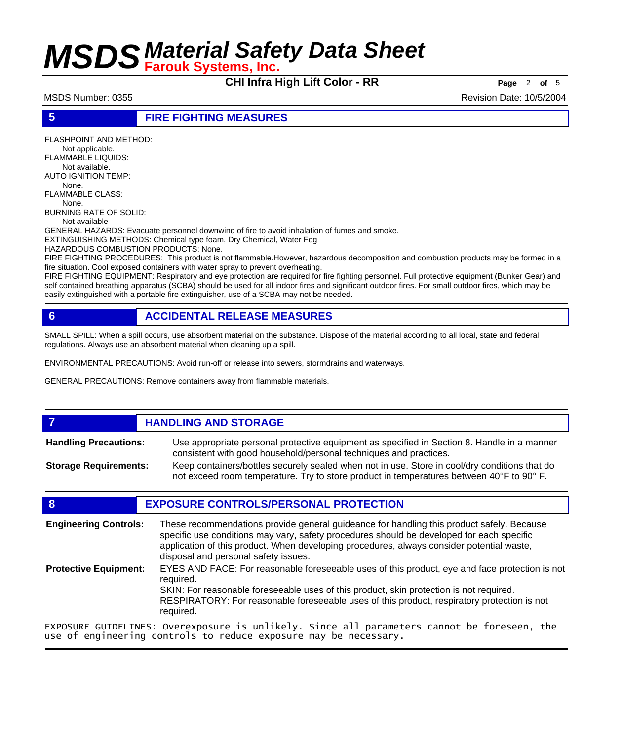## 5 FIRE FIGHTING MEASURES

FLASHPOINT AND METHOD:
Not applicable.
FLAMMABLE LIQUIDS:
Not available.
AUTO IGNITION TEMP:
None.
FLAMMABLE CLASS:
None.
BURNING RATE OF SOLID:
Not available
GENERAL HAZARDS: Evacuate personnel downwind of fire to avoid inhalation of fumes and smoke.
EXTINGUISHING METHODS: Chemical type foam, Dry Chemical, Water Fog
HAZARDOUS COMBUSTION PRODUCTS: None.
FIRE FIGHTING PROCEDURES: This product is not flammable.However, hazardous decomposition and combustion products may be formed in a fire situation. Cool exposed containers with water spray to prevent overheating.
FIRE FIGHTING EQUIPMENT: Respiratory and eye protection are required for fire fighting personnel. Full protective equipment (Bunker Gear) and self contained breathing apparatus (SCBA) should be used for all indoor fires and significant outdoor fires. For small outdoor fires, which may be easily extinguished with a portable fire extinguisher, use of a SCBA may not be needed.

## 6 ACCIDENTAL RELEASE MEASURES

SMALL SPILL: When a spill occurs, use absorbent material on the substance. Dispose of the material according to all local, state and federal regulations. Always use an absorbent material when cleaning up a spill.

ENVIRONMENTAL PRECAUTIONS: Avoid run-off or release into sewers, stormdrains and waterways.

GENERAL PRECAUTIONS: Remove containers away from flammable materials.

## 7 HANDLING AND STORAGE

**Handling Precautions:** Use appropriate personal protective equipment as specified in Section 8. Handle in a manner consistent with good household/personal techniques and practices.

**Storage Requirements:** Keep containers/bottles securely sealed when not in use. Store in cool/dry conditions that do not exceed room temperature. Try to store product in temperatures between 40° F to 90° F.

## 8 EXPOSURE CONTROLS/PERSONAL PROTECTION

**Engineering Controls:** These recommendations provide general guideance for handling this product safely. Because specific use conditions may vary, safety procedures should be developed for each specific application of this product. When developing procedures, always consider potential waste, disposal and personal safety issues.

**Protective Equipment:** EYES AND FACE: For reasonable foreseeable uses of this product, eye and face protection is not required.
SKIN: For reasonable foreseeable uses of this product, skin protection is not required.
RESPIRATORY: For reasonable foreseeable uses of this product, respiratory protection is not required.

EXPOSURE GUIDELINES: Overexposure is unlikely. Since all parameters cannot be foreseen, the use of engineering controls to reduce exposure may be necessary.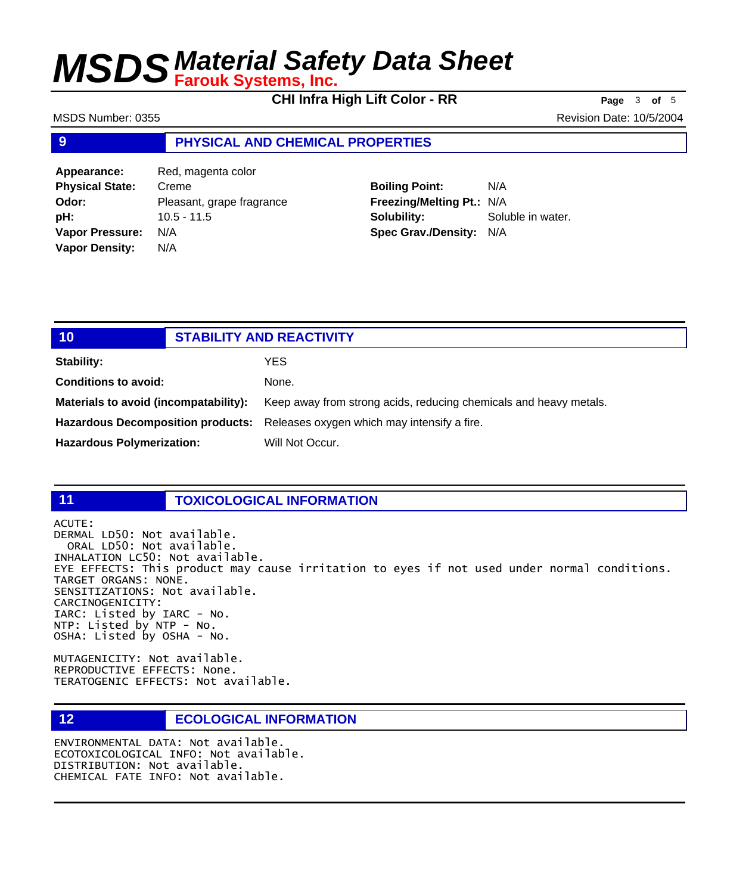## 9 PHYSICAL AND CHEMICAL PROPERTIES

| | | | |
|---|---|---|---|
| **Appearance:** | Red, magenta color | | |
| **Physical State:** | Creme | **Boiling Point:** | N/A |
| **Odor:** | Pleasant, grape fragrance | **Freezing/Melting Pt.:** | N/A |
| **pH:** | 10.5 - 11.5 | **Solubility:** | Soluble in water. |
| **Vapor Pressure:** | N/A | **Spec Grav./Density:** | N/A |
| **Vapor Density:** | N/A | | |

## 10 STABILITY AND REACTIVITY

**Stability:** YES

**Conditions to avoid:** None.

**Materials to avoid (incompatability):** Keep away from strong acids, reducing chemicals and heavy metals.

**Hazardous Decomposition products:** Releases oxygen which may intensify a fire.

**Hazardous Polymerization:** Will Not Occur.

## 11 TOXICOLOGICAL INFORMATION

```
ACUTE:
DERMAL LD50: Not available.
  ORAL LD50: Not available.
INHALATION LC50: Not available.
EYE EFFECTS: This product may cause irritation to eyes if not used under normal conditions.
TARGET ORGANS: NONE.
SENSITIZATIONS: Not available.
CARCINOGENICITY:
IARC: Listed by IARC - No.
NTP: Listed by NTP - No.
OSHA: Listed by OSHA - No.

MUTAGENICITY: Not available.
REPRODUCTIVE EFFECTS: None.
TERATOGENIC EFFECTS: Not available.
```

## 12 ECOLOGICAL INFORMATION

```
ENVIRONMENTAL DATA: Not available.
ECOTOXICOLOGICAL INFO: Not available.
DISTRIBUTION: Not available.
CHEMICAL FATE INFO: Not available.
```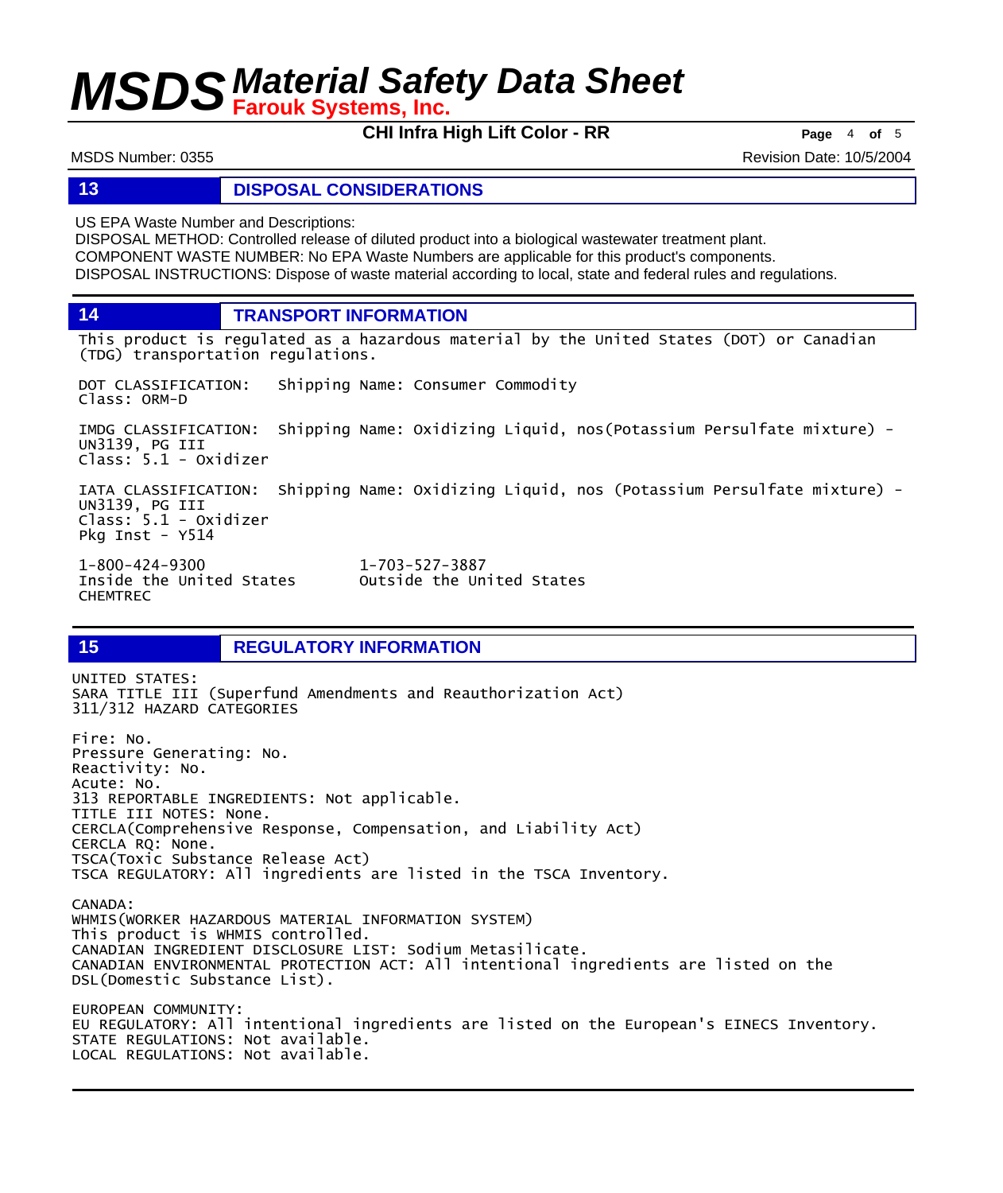## 13 DISPOSAL CONSIDERATIONS

US EPA Waste Number and Descriptions:
DISPOSAL METHOD: Controlled release of diluted product into a biological wastewater treatment plant.
COMPONENT WASTE NUMBER: No EPA Waste Numbers are applicable for this product's components.
DISPOSAL INSTRUCTIONS: Dispose of waste material according to local, state and federal rules and regulations.

## 14 TRANSPORT INFORMATION

This product is regulated as a hazardous material by the United States (DOT) or Canadian (TDG) transportation regulations.

DOT CLASSIFICATION: Shipping Name: Consumer Commodity
Class: ORM-D

IMDG CLASSIFICATION: Shipping Name: Oxidizing Liquid, nos(Potassium Persulfate mixture) - UN3139, PG III
Class: 5.1 - Oxidizer

IATA CLASSIFICATION: Shipping Name: Oxidizing Liquid, nos (Potassium Persulfate mixture) - UN3139, PG III
Class: 5.1 - Oxidizer
Pkg Inst - Y514

1-800-424-9300 Inside the United States
1-703-527-3887 Outside the United States
CHEMTREC

## 15 REGULATORY INFORMATION

UNITED STATES:
SARA TITLE III (Superfund Amendments and Reauthorization Act)
311/312 HAZARD CATEGORIES

Fire: No.
Pressure Generating: No.
Reactivity: No.
Acute: No.
313 REPORTABLE INGREDIENTS: Not applicable.
TITLE III NOTES: None.
CERCLA(Comprehensive Response, Compensation, and Liability Act)
CERCLA RQ: None.
TSCA(Toxic Substance Release Act)
TSCA REGULATORY: All ingredients are listed in the TSCA Inventory.

CANADA:
WHMIS(WORKER HAZARDOUS MATERIAL INFORMATION SYSTEM)
This product is WHMIS controlled.
CANADIAN INGREDIENT DISCLOSURE LIST: Sodium Metasilicate.
CANADIAN ENVIRONMENTAL PROTECTION ACT: All intentional ingredients are listed on the DSL(Domestic Substance List).

EUROPEAN COMMUNITY:
EU REGULATORY: All intentional ingredients are listed on the European's EINECS Inventory.
STATE REGULATIONS: Not available.
LOCAL REGULATIONS: Not available.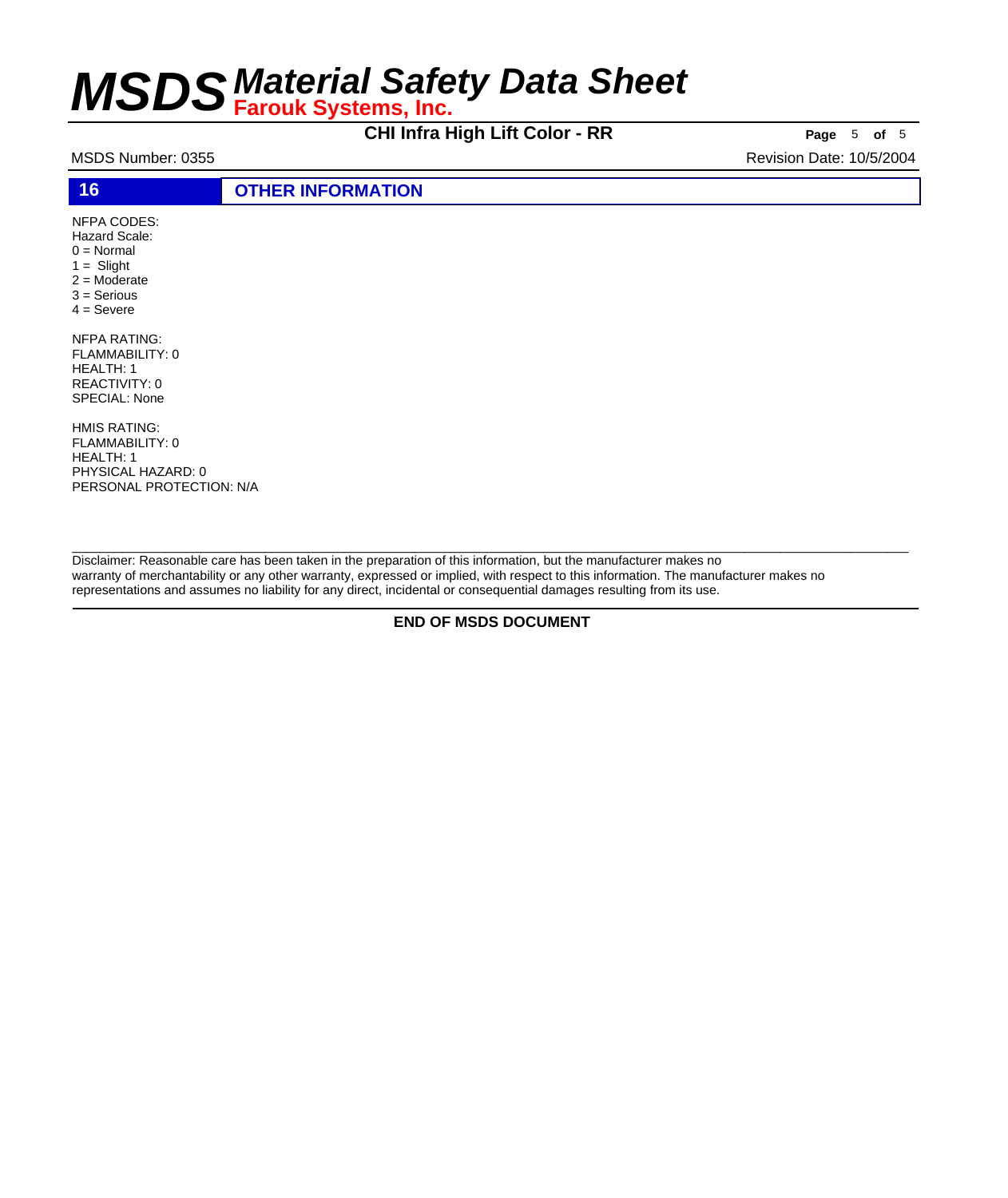## 16 OTHER INFORMATION

NFPA CODES:
Hazard Scale:
0 = Normal
1 = Slight
2 = Moderate
3 = Serious
4 = Severe

NFPA RATING:
FLAMMABILITY: 0
HEALTH: 1
REACTIVITY: 0
SPECIAL: None

HMIS RATING:
FLAMMABILITY: 0
HEALTH: 1
PHYSICAL HAZARD: 0
PERSONAL PROTECTION: N/A

---

Disclaimer: Reasonable care has been taken in the preparation of this information, but the manufacturer makes no warranty of merchantability or any other warranty, expressed or implied, with respect to this information. The manufacturer makes no representations and assumes no liability for any direct, incidental or consequential damages resulting from its use.

---

**END OF MSDS DOCUMENT**